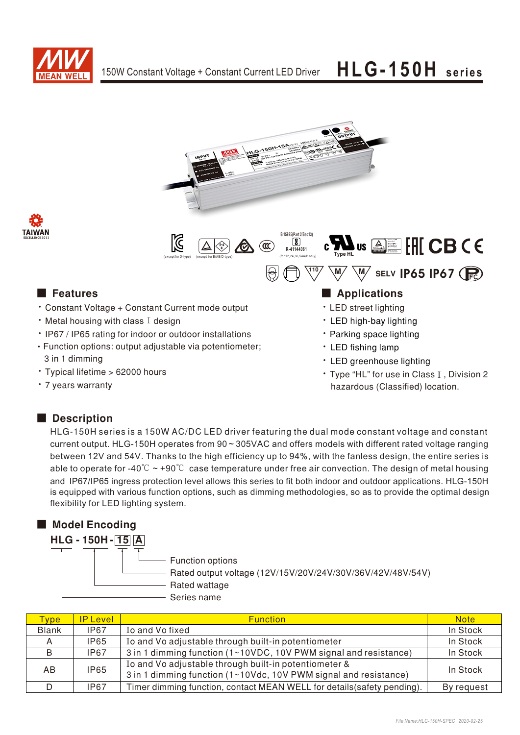MEAN WELL

# 150W Constant Voltage + Constant Current LED Driver **HLG-150H series**

(except for D-type) (except for B/AB/D-type) IS 15885(Part 2/Sec13) R-41144061 (for 12,24,36,54A/B only) Type HL SELV IP65 IP67

## Features

- Constant Voltage + Constant Current mode output
- Metal housing with class Ⅰ design
- IP67 / IP65 rating for indoor or outdoor installations
- Function options: output adjustable via potentiometer; 3 in 1 dimming
- Typical lifetime > 62000 hours
- 7 years warranty

## Applications

- LED street lighting
- LED high-bay lighting
- Parking space lighting
- LED fishing lamp
- LED greenhouse lighting
- Type "HL" for use in Class Ⅰ, Division 2 hazardous (Classified) location.

## Description

HLG-150H series is a 150W AC/DC LED driver featuring the dual mode constant voltage and constant current output. HLG-150H operates from 90 ~ 305VAC and offers models with different rated voltage ranging between 12V and 54V. Thanks to the high efficiency up to 94%, with the fanless design, the entire series is able to operate for -40℃ ~ +90℃ case temperature under free air convection. The design of metal housing and IP67/IP65 ingress protection level allows this series to fit both indoor and outdoor applications. HLG-150H is equipped with various function options, such as dimming methodologies, so as to provide the optimal design flexibility for LED lighting system.

## Model Encoding

**HLG - 150H - 15 A**

- A: Function options
- 15: Rated output voltage (12V/15V/20V/24V/30V/36V/42V/48V/54V)
- 150H: Rated wattage
- HLG: Series name

| Type | IP Level | Function | Note |
|---|---|---|---|
| Blank | IP67 | Io and Vo fixed | In Stock |
| A | IP65 | Io and Vo adjustable through built-in potentiometer | In Stock |
| B | IP67 | 3 in 1 dimming function (1~10VDC, 10V PWM signal and resistance) | In Stock |
| AB | IP65 | Io and Vo adjustable through built-in potentiometer & 3 in 1 dimming function (1~10Vdc, 10V PWM signal and resistance) | In Stock |
| D | IP67 | Timer dimming function, contact MEAN WELL for details(safety pending). | By request |

File Name:HLG-150H-SPEC 2020-02-25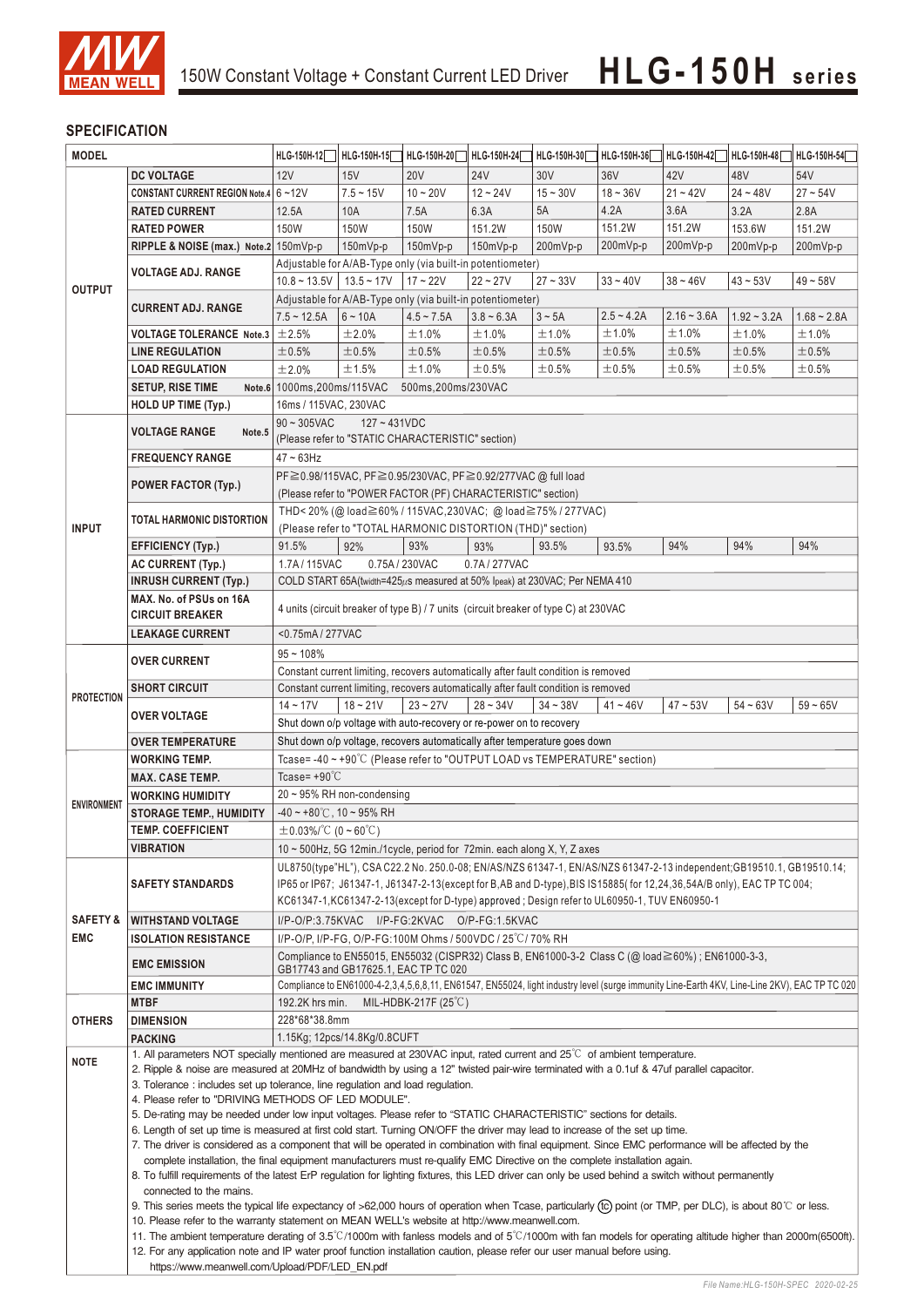## SPECIFICATION

| MODEL | | HLG-150H-12 | HLG-150H-15 | HLG-150H-20 | HLG-150H-24 | HLG-150H-30 | HLG-150H-36 | HLG-150H-42 | HLG-150H-48 | HLG-150H-54 |
|---|---|---|---|---|---|---|---|---|---|---|
| OUTPUT | DC VOLTAGE | 12V | 15V | 20V | 24V | 30V | 36V | 42V | 48V | 54V |
| | CONSTANT CURRENT REGION Note.4 | 6 ~ 12V | 7.5 ~ 15V | 10 ~ 20V | 12 ~ 24V | 15 ~ 30V | 18 ~ 36V | 21 ~ 42V | 24 ~ 48V | 27 ~ 54V |
| | RATED CURRENT | 12.5A | 10A | 7.5A | 6.3A | 5A | 4.2A | 3.6A | 3.2A | 2.8A |
| | RATED POWER | 150W | 150W | 150W | 151.2W | 150W | 151.2W | 151.2W | 153.6W | 151.2W |
| | RIPPLE & NOISE (max.) Note.2 | 150mVp-p | 150mVp-p | 150mVp-p | 150mVp-p | 200mVp-p | 200mVp-p | 200mVp-p | 200mVp-p | 200mVp-p |
| | VOLTAGE ADJ. RANGE | Adjustable for A/AB-Type only (via built-in potentiometer) | | | | | | | | |
| | | 10.8 ~ 13.5V | 13.5 ~ 17V | 17 ~ 22V | 22 ~ 27V | 27 ~ 33V | 33 ~ 40V | 38 ~ 46V | 43 ~ 53V | 49 ~ 58V |
| | CURRENT ADJ. RANGE | Adjustable for A/AB-Type only (via built-in potentiometer) | | | | | | | | |
| | | 7.5 ~ 12.5A | 6 ~ 10A | 4.5 ~ 7.5A | 3.8 ~ 6.3A | 3 ~ 5A | 2.5 ~ 4.2A | 2.16 ~ 3.6A | 1.92 ~ 3.2A | 1.68 ~ 2.8A |
| | VOLTAGE TOLERANCE Note.3 | ±2.5% | ±2.0% | ±1.0% | ±1.0% | ±1.0% | ±1.0% | ±1.0% | ±1.0% | ±1.0% |
| | LINE REGULATION | ±0.5% | ±0.5% | ±0.5% | ±0.5% | ±0.5% | ±0.5% | ±0.5% | ±0.5% | ±0.5% |
| | LOAD REGULATION | ±2.0% | ±1.5% | ±1.0% | ±0.5% | ±0.5% | ±0.5% | ±0.5% | ±0.5% | ±0.5% |
| | SETUP, RISE TIME Note.6 | 1000ms,200ms/115VAC 500ms,200ms/230VAC | | | | | | | | |
| | HOLD UP TIME (Typ.) | 16ms / 115VAC, 230VAC | | | | | | | | |
| INPUT | VOLTAGE RANGE Note.5 | 90 ~ 305VAC 127 ~ 431VDC (Please refer to "STATIC CHARACTERISTIC" section) | | | | | | | | |
| | FREQUENCY RANGE | 47 ~ 63Hz | | | | | | | | |
| | POWER FACTOR (Typ.) | PF≧0.98/115VAC, PF≧0.95/230VAC, PF≧0.92/277VAC @ full load (Please refer to "POWER FACTOR (PF) CHARACTERISTIC" section) | | | | | | | | |
| | TOTAL HARMONIC DISTORTION | THD< 20% (@ load≧60% / 115VAC,230VAC; @ load≧75% / 277VAC) (Please refer to "TOTAL HARMONIC DISTORTION (THD)" section) | | | | | | | | |
| | EFFICIENCY (Typ.) | 91.5% | 92% | 93% | 93% | 93.5% | 93.5% | 94% | 94% | 94% |
| | AC CURRENT (Typ.) | 1.7A / 115VAC 0.75A / 230VAC 0.7A / 277VAC | | | | | | | | |
| | INRUSH CURRENT (Typ.) | COLD START 65A(twidth=425μs measured at 50% Ipeak) at 230VAC; Per NEMA 410 | | | | | | | | |
| | MAX. No. of PSUs on 16A CIRCUIT BREAKER | 4 units (circuit breaker of type B) / 7 units (circuit breaker of type C) at 230VAC | | | | | | | | |
| | LEAKAGE CURRENT | <0.75mA / 277VAC | | | | | | | | |
| PROTECTION | OVER CURRENT | 95 ~ 108% | | | | | | | | |
| | | Constant current limiting, recovers automatically after fault condition is removed | | | | | | | | |
| | SHORT CIRCUIT | Constant current limiting, recovers automatically after fault condition is removed | | | | | | | | |
| | OVER VOLTAGE | 14 ~ 17V | 18 ~ 21V | 23 ~ 27V | 28 ~ 34V | 34 ~ 38V | 41 ~ 46V | 47 ~ 53V | 54 ~ 63V | 59 ~ 65V |
| | | Shut down o/p voltage with auto-recovery or re-power on to recovery | | | | | | | | |
| | OVER TEMPERATURE | Shut down o/p voltage, recovers automatically after temperature goes down | | | | | | | | |
| ENVIRONMENT | WORKING TEMP. | Tcase= -40 ~ +90℃ (Please refer to "OUTPUT LOAD vs TEMPERATURE" section) | | | | | | | | |
| | MAX. CASE TEMP. | Tcase= +90℃ | | | | | | | | |
| | WORKING HUMIDITY | 20 ~ 95% RH non-condensing | | | | | | | | |
| | STORAGE TEMP., HUMIDITY | -40 ~ +80℃, 10 ~ 95% RH | | | | | | | | |
| | TEMP. COEFFICIENT | ±0.03%/℃ (0 ~ 60℃) | | | | | | | | |
| | VIBRATION | 10 ~ 500Hz, 5G 12min./1cycle, period for 72min. each along X, Y, Z axes | | | | | | | | |
| SAFETY & EMC | SAFETY STANDARDS | UL8750(type"HL"), CSA C22.2 No. 250.0-08; EN/AS/NZS 61347-1, EN/AS/NZS 61347-2-13 independent;GB19510.1, GB19510.14; IP65 or IP67; J61347-1, J61347-2-13(except for B,AB and D-type),BIS IS15885( for 12,24,36,54A/B only), EAC TP TC 004; KC61347-1,KC61347-2-13(except for D-type) approved ; Design refer to UL60950-1, TUV EN60950-1 | | | | | | | | |
| | WITHSTAND VOLTAGE | I/P-O/P:3.75KVAC I/P-FG:2KVAC O/P-FG:1.5KVAC | | | | | | | | |
| | ISOLATION RESISTANCE | I/P-O/P, I/P-FG, O/P-FG:100M Ohms / 500VDC / 25℃/ 70% RH | | | | | | | | |
| | EMC EMISSION | Compliance to EN55015, EN55032 (CISPR32) Class B, EN61000-3-2 Class C (@ load≧60%) ; EN61000-3-3, GB17743 and GB17625.1, EAC TP TC 020 | | | | | | | | |
| | EMC IMMUNITY | Compliance to EN61000-4-2,3,4,5,6,8,11, EN61547, EN55024, light industry level (surge immunity Line-Earth 4KV, Line-Line 2KV), EAC TP TC 020 | | | | | | | | |
| OTHERS | MTBF | 192.2K hrs min. MIL-HDBK-217F (25℃) | | | | | | | | |
| | DIMENSION | 228*68*38.8mm | | | | | | | | |
| | PACKING | 1.15Kg; 12pcs/14.8Kg/0.8CUFT | | | | | | | | |

**NOTE**

1. All parameters NOT specially mentioned are measured at 230VAC input, rated current and 25℃ of ambient temperature.
2. Ripple & noise are measured at 20MHz of bandwidth by using a 12" twisted pair-wire terminated with a 0.1uf & 47uf parallel capacitor.
3. Tolerance : includes set up tolerance, line regulation and load regulation.
4. Please refer to "DRIVING METHODS OF LED MODULE".
5. De-rating may be needed under low input voltages. Please refer to "STATIC CHARACTERISTIC" sections for details.
6. Length of set up time is measured at first cold start. Turning ON/OFF the driver may lead to increase of the set up time.
7. The driver is considered as a component that will be operated in combination with final equipment. Since EMC performance will be affected by the complete installation, the final equipment manufacturers must re-qualify EMC Directive on the complete installation again.
8. To fulfill requirements of the latest ErP regulation for lighting fixtures, this LED driver can only be used behind a switch without permanently connected to the mains.
9. This series meets the typical life expectancy of >62,000 hours of operation when Tcase, particularly (tc) point (or TMP, per DLC), is about 80℃ or less.
10. Please refer to the warranty statement on MEAN WELL's website at http://www.meanwell.com.
11. The ambient temperature derating of 3.5℃/1000m with fanless models and of 5℃/1000m with fan models for operating altitude higher than 2000m(6500ft).
12. For any application note and IP water proof function installation caution, please refer our user manual before using. https://www.meanwell.com/Upload/PDF/LED_EN.pdf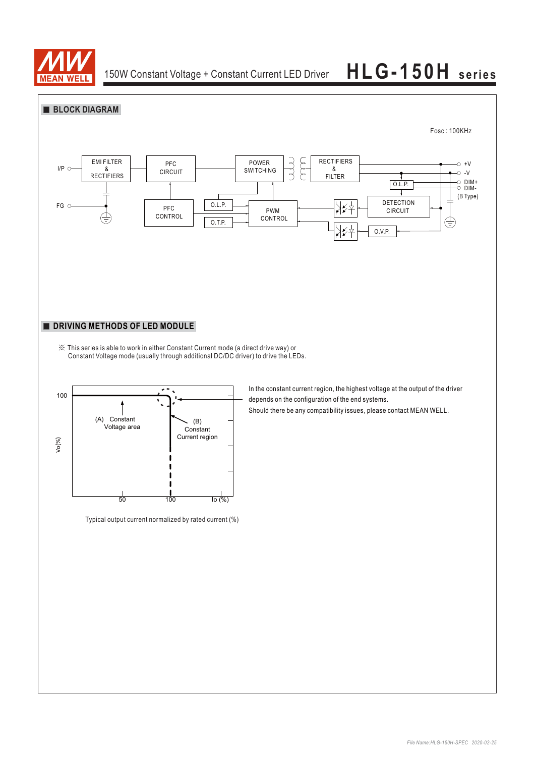## BLOCK DIAGRAM

Fosc : 100KHz

I/P

FG

EMI FILTER & RECTIFIERS

PFC CIRCUIT

POWER SWITCHING

RECTIFIERS & FILTER

+V

-V

DIM+

DIM-

(B Type)

PFC CONTROL

O.L.P.

O.T.P.

PWM CONTROL

O.L.P.

DETECTION CIRCUIT

O.V.P.

## DRIVING METHODS OF LED MODULE

※ This series is able to work in either Constant Current mode (a direct drive way) or Constant Voltage mode (usually through additional DC/DC driver) to drive the LEDs.

100

(A) Constant Voltage area

(B) Constant Current region

Vo(%)

50 100 Io (%)

Typical output current normalized by rated current (%)

In the constant current region, the highest voltage at the output of the driver depends on the configuration of the end systems.

Should there be any compatibility issues, please contact MEAN WELL.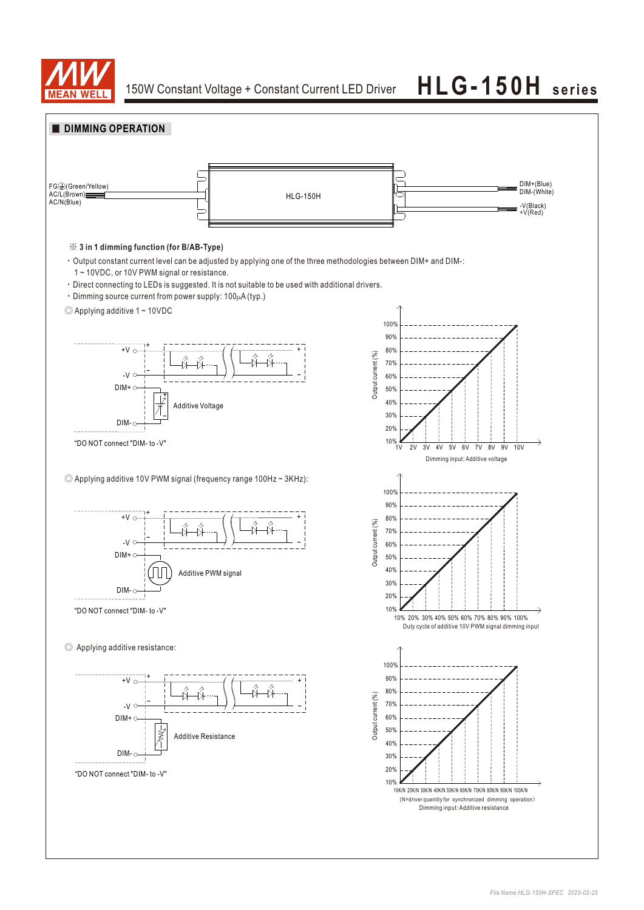## DIMMING OPERATION

FG⏚(Green/Yellow)
AC/L(Brown)
AC/N(Blue)

HLG-150H

DIM+(Blue)
DIM-(White)
-V(Black)
+V(Red)

※ **3 in 1 dimming function (for B/AB-Type)**

- Output constant current level can be adjusted by applying one of the three methodologies between DIM+ and DIM-: 1 ~ 10VDC, or 10V PWM signal or resistance.
- Direct connecting to LEDs is suggested. It is not suitable to be used with additional drivers.
- Dimming source current from power supply: 100μA (typ.)

◎ Applying additive 1 ~ 10VDC

+V, -V, DIM+, DIM-, Additive Voltage

"DO NOT connect "DIM- to -V"

Output current (%): 10% – 100%
Dimming input: Additive voltage (1V, 2V, 3V, 4V, 5V, 6V, 7V, 8V, 9V, 10V)

◎ Applying additive 10V PWM signal (frequency range 100Hz ~ 3KHz):

+V, -V, DIM+, DIM-, Additive PWM signal

"DO NOT connect "DIM- to -V"

Output current (%): 10% – 100%
Duty cycle of additive 10V PWM signal dimming input (10%, 20%, 30%, 40%, 50%, 60%, 70%, 80%, 90%, 100%)

◎ Applying additive resistance:

+V, -V, DIM+, DIM-, Additive Resistance

"DO NOT connect "DIM- to -V"

Output current (%): 10% – 100%
10K/N 20K/N 30K/N 40K/N 50K/N 60K/N 70K/N 80K/N 90K/N 100K/N
(N=driver quantity for synchronized dimming operation)
Dimming input: Additive resistance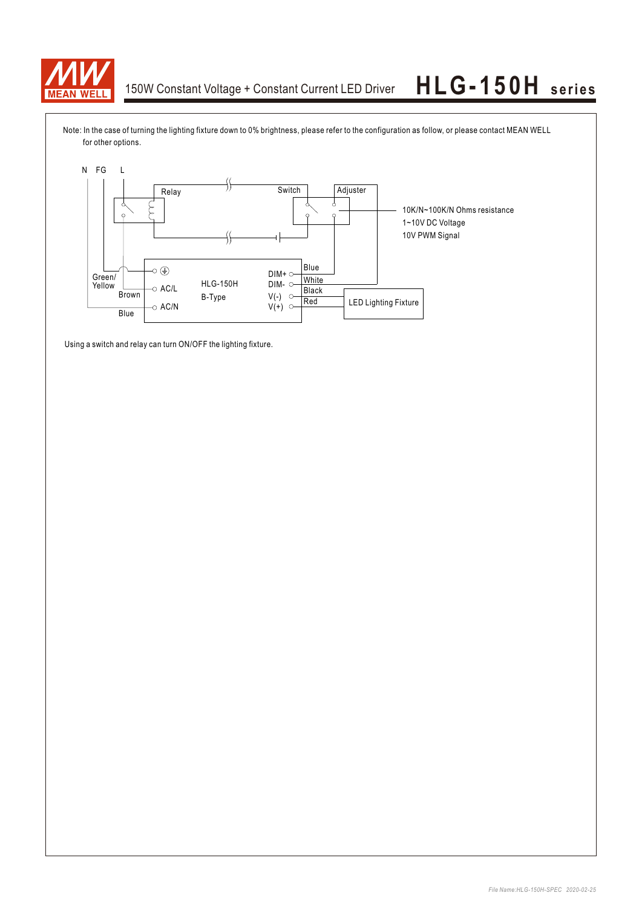Note: In the case of turning the lighting fixture down to 0% brightness, please refer to the configuration as follow, or please contact MEAN WELL for other options.

N FG L

Relay

Switch

Adjuster

10K/N~100K/N Ohms resistance
1~10V DC Voltage
10V PWM Signal

Green/ Yellow

Brown

Blue

AC/L

AC/N

HLG-150H
B-Type

DIM+
DIM-
V(-)
V(+)

Blue
White
Black
Red

LED Lighting Fixture

Using a switch and relay can turn ON/OFF the lighting fixture.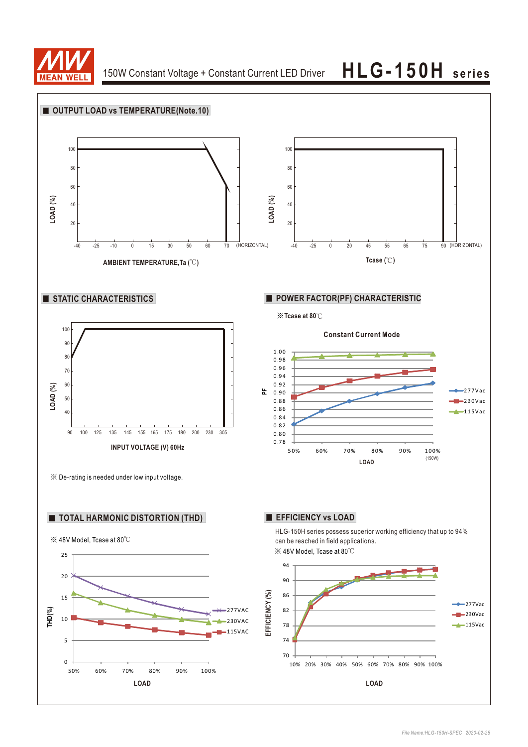150W Constant Voltage + Constant Current LED Driver **HLG-150H series**

## OUTPUT LOAD vs TEMPERATURE(Note.10)

LOAD (%)

100, 80, 60, 40, 20

-40 -25 -10 0 15 30 50 60 70 (HORIZONTAL)

AMBIENT TEMPERATURE,Ta (℃)

LOAD (%)

100, 80, 60, 40, 20

-40 -25 0 20 40 45 55 65 75 90 (HORIZONTAL)

Tcase (℃)

## STATIC CHARACTERISTICS

LOAD (%)

100, 90, 80, 70, 60, 50, 40

90 100 125 135 145 155 165 175 180 200 230 305

INPUT VOLTAGE (V) 60Hz

※ De-rating is needed under low input voltage.

## POWER FACTOR(PF) CHARACTERISTIC

※Tcase at 80℃

**Constant Current Mode**

PF

1.00, 0.98, 0.96, 0.94, 0.92, 0.90, 0.88, 0.86, 0.84, 0.82, 0.80, 0.78

50% 60% 70% 80% 90% 100% (150W)

LOAD

277Vac, 230Vac, 115Vac

## TOTAL HARMONIC DISTORTION (THD)

※ 48V Model, Tcase at 80℃

THD(%)

25, 20, 15, 10, 5, 0

50% 60% 70% 80% 90% 100%

LOAD

277VAC, 230VAC, 115VAC

## EFFICIENCY vs LOAD

HLG-150H series possess superior working efficiency that up to 94% can be reached in field applications.

※ 48V Model, Tcase at 80℃

EFFICIENCY (%)

94, 90, 86, 82, 78, 74, 70

10% 20% 30% 40% 50% 60% 70% 80% 90% 100%

LOAD

277Vac, 230Vac, 115Vac

File Name:HLG-150H-SPEC 2020-02-25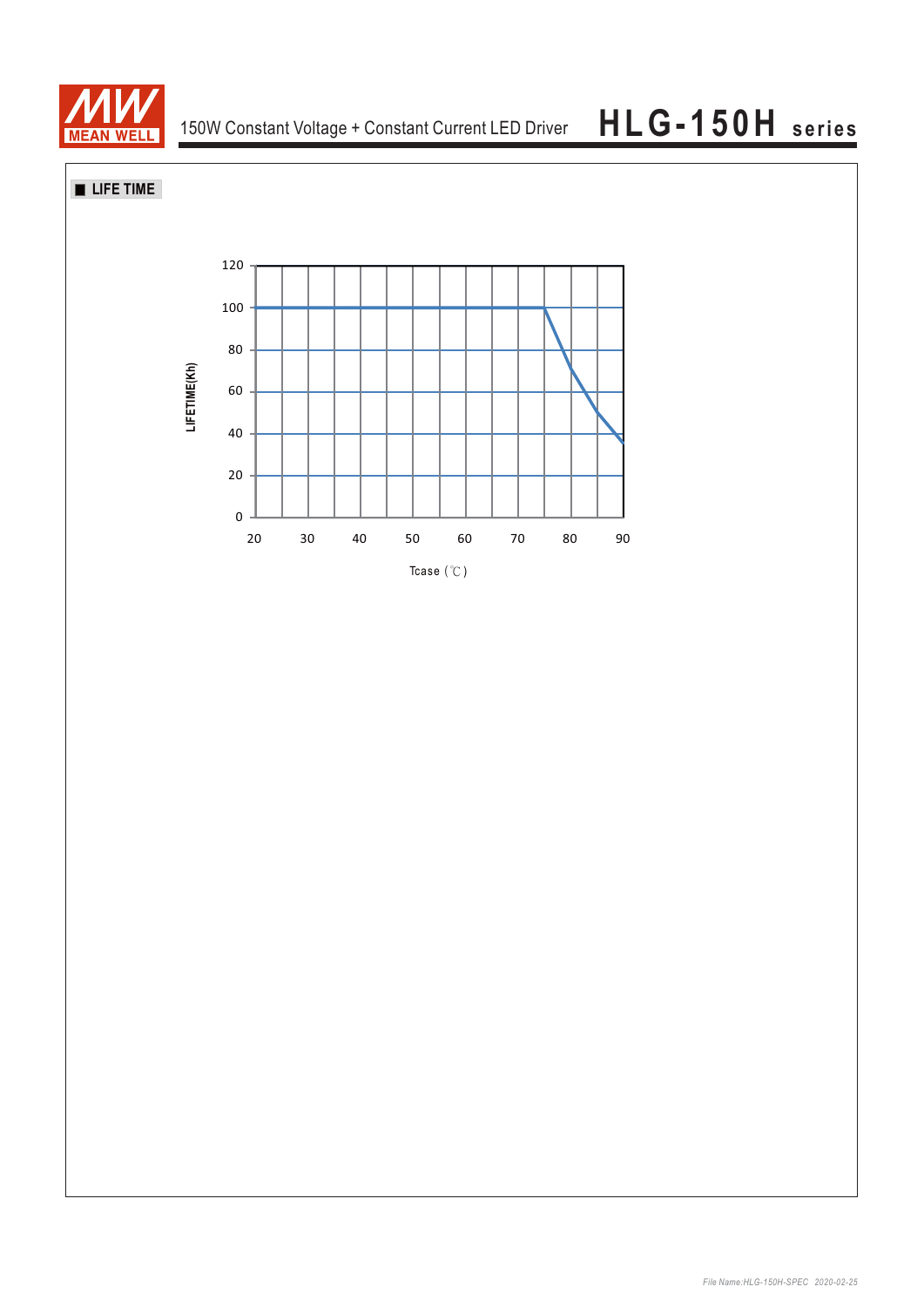## ■ LIFE TIME

LIFETIME(Kh)

120
100
80
60
40
20
0

20 30 40 50 60 70 80 90

Tcase (℃)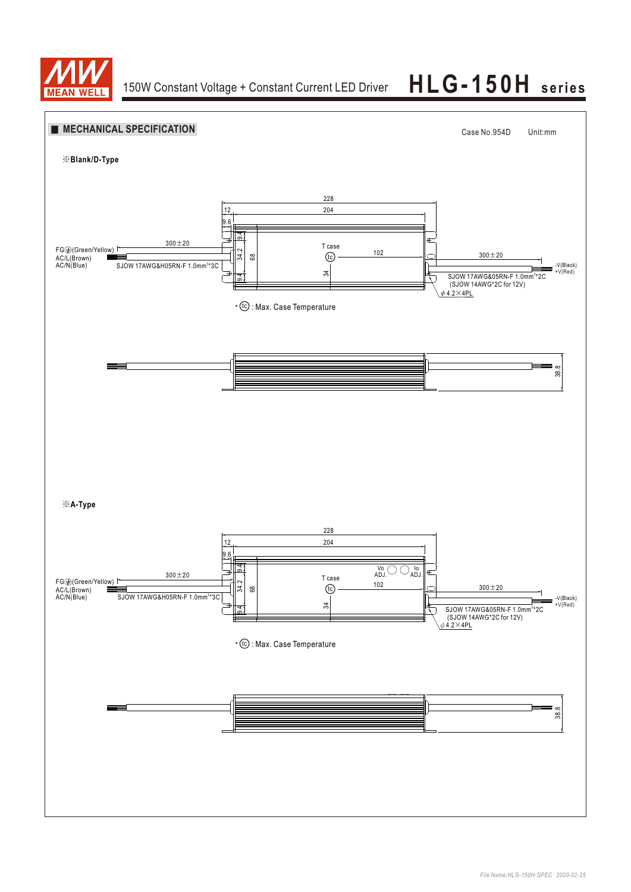## ■ MECHANICAL SPECIFICATION

Case No.954D Unit:mm

※**Blank/D-Type**

228

12

204

9.6

9.4

34.2

68

9.4

34

102

T case

(tc)

FG⏚(Green/Yellow)

AC/L(Brown)

AC/N(Blue)

300±20

SJOW 17AWG&H05RN-F 1.0mm²*3C

300±20

-V(Black)

+V(Red)

SJOW 17AWG&05RN-F 1.0mm²*2C

(SJOW 14AWG*2C for 12V)

ϕ4.2×4PL

• (tc) : Max. Case Temperature

38.8

※**A-Type**

228

12

204

9.6

9.4

34.2

68

9.4

34

102

T case

(tc)

Vo ADJ.

Io ADJ.

FG⏚(Green/Yellow)

AC/L(Brown)

AC/N(Blue)

300±20

SJOW 17AWG&H05RN-F 1.0mm²*3C

300±20

-V(Black)

+V(Red)

SJOW 17AWG&05RN-F 1.0mm²*2C

(SJOW 14AWG*2C for 12V)

ϕ4.2×4PL

• (tc) : Max. Case Temperature

38.8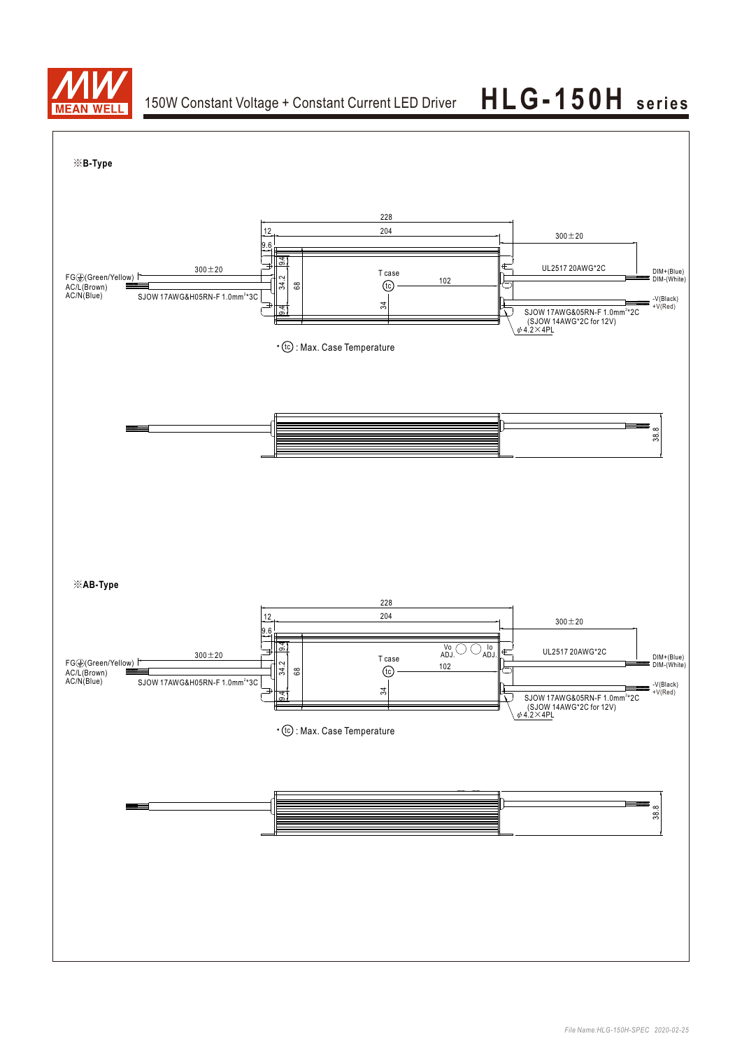※**B-Type**

228

12 | 204 | 300±20

9.6

9.4 | 34.2 | 68 | 9.4 | 34

T case

tc

102

FG⏚(Green/Yellow)
AC/L(Brown)
AC/N(Blue)

300±20

SJOW 17AWG&H05RN-F 1.0mm²*3C

UL2517 20AWG*2C

DIM+(Blue)
DIM-(White)

-V(Black)
+V(Red)

SJOW 17AWG&05RN-F 1.0mm²*2C
(SJOW 14AWG*2C for 12V)

φ4.2×4PL

• tc : Max. Case Temperature

38.8

※**AB-Type**

228

12 | 204 | 300±20

9.6

9.4 | 34.2 | 68 | 9.4 | 34

Vo ADJ. | Io ADJ.

T case

tc

102

FG⏚(Green/Yellow)
AC/L(Brown)
AC/N(Blue)

300±20

SJOW 17AWG&H05RN-F 1.0mm²*3C

UL2517 20AWG*2C

DIM+(Blue)
DIM-(White)

-V(Black)
+V(Red)

SJOW 17AWG&05RN-F 1.0mm²*2C
(SJOW 14AWG*2C for 12V)

φ4.2×4PL

• tc : Max. Case Temperature

38.8

*File Name:HLG-150H-SPEC 2020-02-25*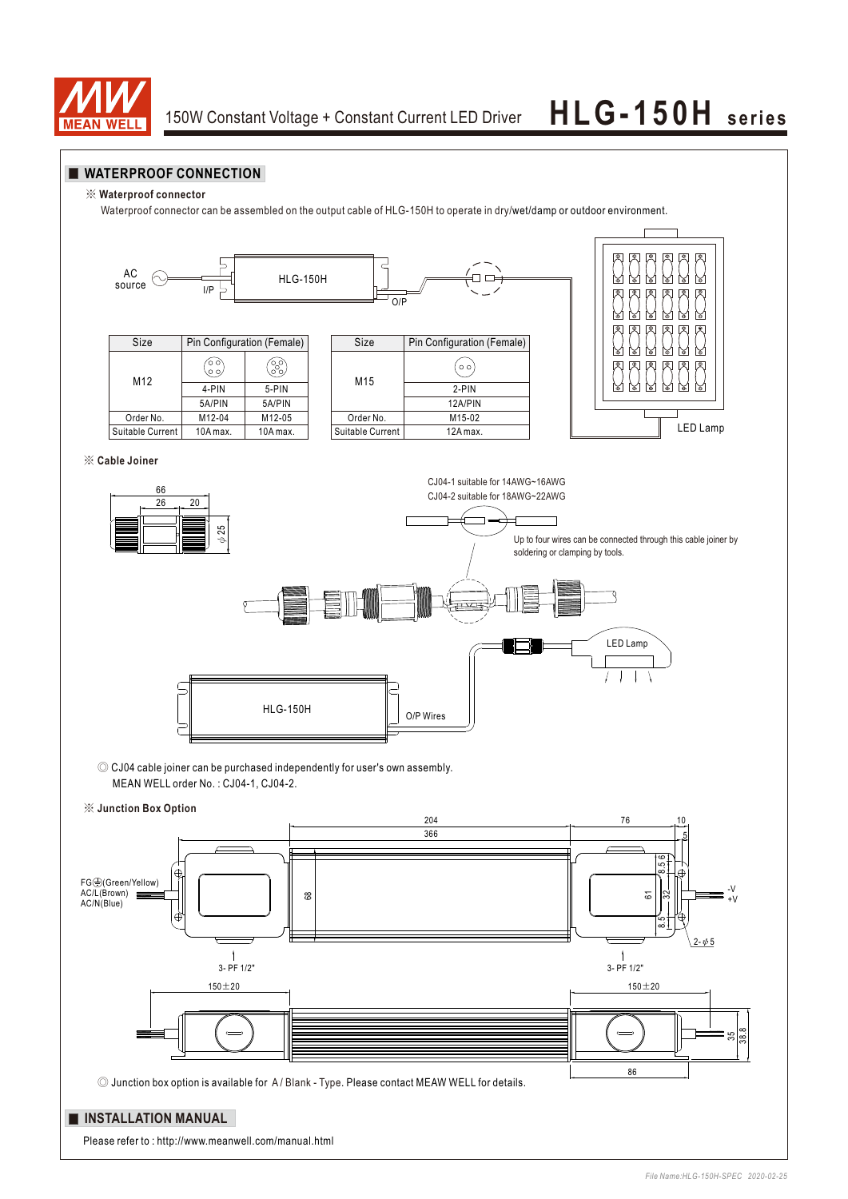## WATERPROOF CONNECTION

※ **Waterproof connector**

Waterproof connector can be assembled on the output cable of HLG-150H to operate in dry/wet/damp or outdoor environment.

AC source

I/P

HLG-150H

O/P

LED Lamp

| Size | Pin Configuration (Female) | |
|---|---|---|
| M12 | 4-PIN | 5-PIN |
| | 5A/PIN | 5A/PIN |
| Order No. | M12-04 | M12-05 |
| Suitable Current | 10A max. | 10A max. |

| Size | Pin Configuration (Female) |
|---|---|
| M15 | 2-PIN |
| | 12A/PIN |
| Order No. | M15-02 |
| Suitable Current | 12A max. |

※ **Cable Joiner**

66
26
20
φ25

CJ04-1 suitable for 14AWG~16AWG
CJ04-2 suitable for 18AWG~22AWG

Up to four wires can be connected through this cable joiner by soldering or clamping by tools.

LED Lamp

HLG-150H

O/P Wires

◎ CJ04 cable joiner can be purchased independently for user's own assembly.
MEAN WELL order No. : CJ04-1, CJ04-2.

※ **Junction Box Option**

204
366
76
10
5
8.5
6
32
61
8.5
68
2-φ5

FG⏚(Green/Yellow)
AC/L(Brown)
AC/N(Blue)

-V
+V

3- PF 1/2"
3- PF 1/2"

150±20
150±20

35
38.8

86

◎ Junction box option is available for A / Blank - Type. Please contact MEAW WELL for details.

## INSTALLATION MANUAL

Please refer to : http://www.meanwell.com/manual.html